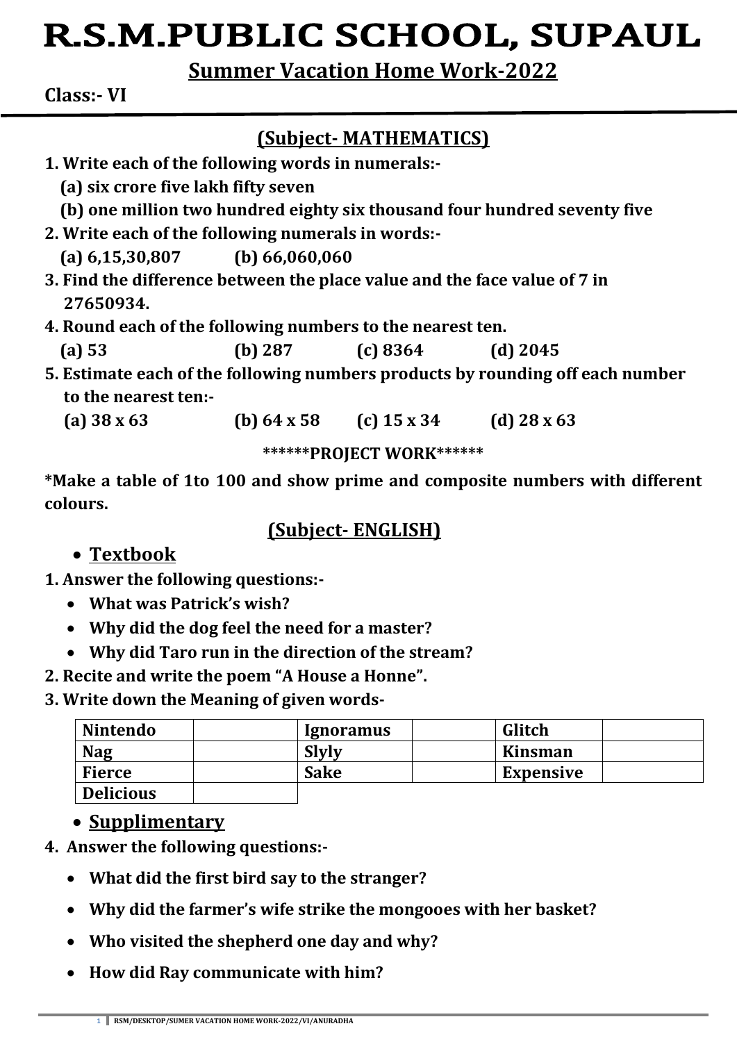# R.S.M.PUBLIC SCHOOL, SUPAUL

## Summer Vacation Home Work-2022

**Class:- VI**

## (Subject- MATHEMATICS)

**1. Write each of the following words in numerals:-**

**(a) six crore five lakh fifty seven**

**(b) one million two hundred eighty six thousand four hundred seventy five**

**2. Write each of the following numerals in words:-**

**(a) 6,15,30,807 (b) 66,060,060**

**3. Find the difference between the place value and the face value of 7 in 27650934.**

**4. Round each of the following numbers to the nearest ten.**

**(a) 53 (b) 287 (c) 8364 (d) 2045**

**5. Estimate each of the following numbers products by rounding off each number to the nearest ten:-**

**(a) 38 x 63 (b) 64 x 58 (c) 15 x 34 (d) 28 x 63**

**\*\*\*\*\*\*PROJECT WORK\*\*\*\*\*\***

**\*Make a table of 1to 100 and show prime and composite numbers with different colours.**

## (Subject- ENGLISH)

- **Textbook**

**1. Answer the following questions:-**

- **What was Patrick's wish?**
- **Why did the dog feel the need for a master?**
- **Why did Taro run in the direction of the stream?**

**2. Recite and write the poem "A House a Honne".**

**3. Write down the Meaning of given words-**

| Nintendo | | Ignoramus | | Glitch | |
|---|---|---|---|---|---|
| Nag | | Slyly | | Kinsman | |
| Fierce | | Sake | | Expensive | |
| Delicious | | | | | |

- **Supplimentary**

**4. Answer the following questions:-**

- **What did the first bird say to the stranger?**
- **Why did the farmer's wife strike the mongooes with her basket?**
- **Who visited the shepherd one day and why?**
- **How did Ray communicate with him?**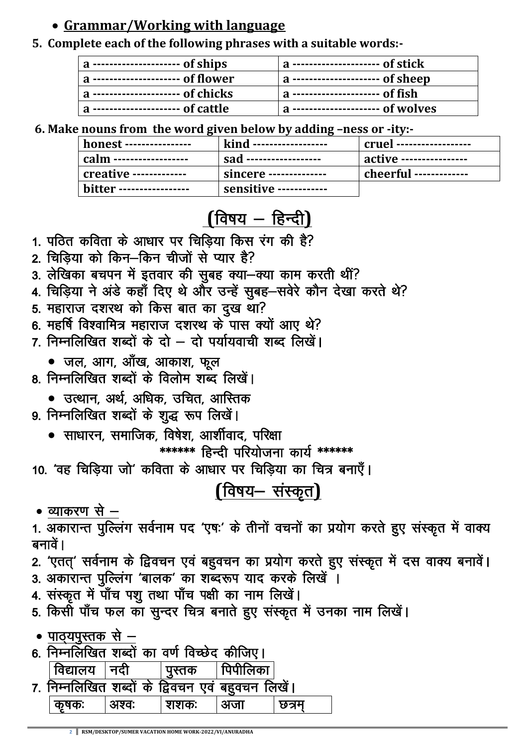- **Grammar/Working with language**

**5. Complete each of the following phrases with a suitable words:-**

| | |
|---|---|
| a -------------------- of ships | a -------------------- of stick |
| a -------------------- of flower | a -------------------- of sheep |
| a -------------------- of chicks | a -------------------- of fish |
| a -------------------- of cattle | a -------------------- of wolves |

**6. Make nouns from the word given below by adding –ness or -ity:-**

| | | |
|---|---|---|
| honest ---------------- | kind ----------------- | cruel ----------------- |
| calm ------------------ | sad ------------------ | active ---------------- |
| creative ------------- | sincere ------------- | cheerful ------------- |
| bitter ---------------- | sensitive ------------ | |

## (विषय – हिन्दी)

1. पठित कविता के आधार पर चिड़िया किस रंग की है?
2. चिड़िया को किन–किन चीजों से प्यार है?
3. लेखिका बचपन में इतवार की सुबह क्या–क्या काम करती थीं?
4. चिड़िया ने अंडे कहाँ दिए थे और उन्हें सुबह–सवेरे कौन देखा करते थे?
5. महाराज दशरथ को किस बात का दुख था?
6. महर्षि विश्वामित्र महाराज दशरथ के पास क्यों आए थे?
7. निम्नलिखित शब्दों के दो – दो पर्यायवाची शब्द लिखें।
   - जल, आग, आँख, आकाश, फूल
8. निम्नलिखित शब्दों के विलोम शब्द लिखें।
   - उत्थान, अर्थ, अधिक, उचित, आस्तिक
9. निम्नलिखित शब्दों के शुद्ध रूप लिखें।
   - साधारन, समाजिक, विषेश, आर्शीवाद, परिक्षा

****** हिन्दी परियोजना कार्य ******

10. 'वह चिड़िया जो' कविता के आधार पर चिड़िया का चित्र बनाएँ।

## (विषय– संस्कृत)

- व्याकरण से –

1. अकारान्त पुल्लिंग सर्वनाम पद 'एषः' के तीनों वचनों का प्रयोग करते हुए संस्कृत में वाक्य बनावें।
2. 'एतत्' सर्वनाम के द्विवचन एवं बहुवचन का प्रयोग करते हुए संस्कृत में दस वाक्य बनावें।
3. अकारान्त पुल्लिंग 'बालक' का शब्दरूप याद करके लिखें ।
4. संस्कृत में पाँच पशु तथा पाँच पक्षी का नाम लिखें।
5. किसी पाँच फल का सुन्दर चित्र बनाते हुए संस्कृत में उनका नाम लिखें।

- पाठ्यपुस्तक से –

6. निम्नलिखित शब्दों का वर्ण विच्छेद कीजिए।

| | | | |
|---|---|---|---|
| विद्यालय | नदी | पुस्तक | पिपीलिका |

7. निम्नलिखित शब्दों के द्विवचन एवं बहुवचन लिखें।

| | | | | |
|---|---|---|---|---|
| कृषकः | अश्वः | शशकः | अजा | छत्रम् |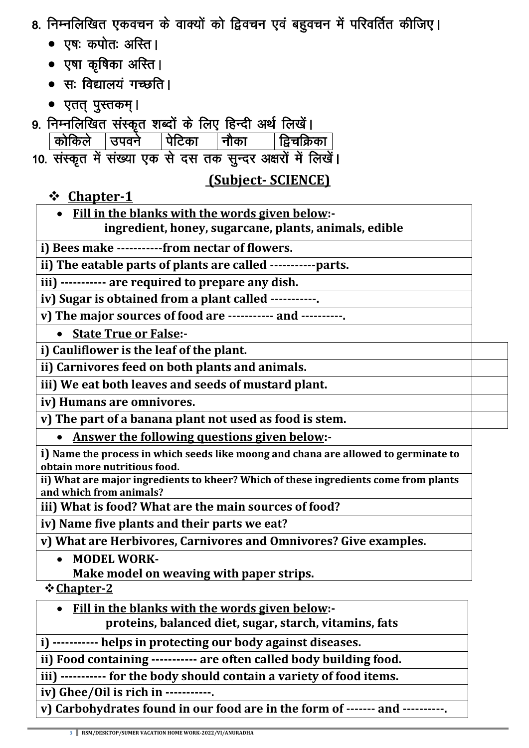8. निम्नलिखित एकवचन के वाक्यों को द्विवचन एवं बहुवचन में परिवर्तित कीजिए।

- एषः कपोतः अस्ति।
- एषा कृषिका अस्ति।
- सः विद्यालयं गच्छति।
- एतत् पुस्तकम्।

9. निम्नलिखित संस्कृत शब्दों के लिए हिन्दी अर्थ लिखें।

| कोकिले | उपवने | पेटिका | नौका | द्विचक्रिका |
|---|---|---|---|---|

10. संस्कृत में संख्या एक से दस तक सुन्दर अक्षरों में लिखें।

## (Subject- SCIENCE)

### ❖ Chapter-1

- **Fill in the blanks with the words given below:-**
  **ingredient, honey, sugarcane, plants, animals, edible**

**i) Bees make -----------from nectar of flowers.**

**ii) The eatable parts of plants are called -----------parts.**

**iii) ----------- are required to prepare any dish.**

**iv) Sugar is obtained from a plant called -----------.**

**v) The major sources of food are ----------- and ----------.**

- **State True or False:-**

| | |
|---|---|
| **i) Cauliflower is the leaf of the plant.** | |
| **ii) Carnivores feed on both plants and animals.** | |
| **iii) We eat both leaves and seeds of mustard plant.** | |
| **iv) Humans are omnivores.** | |
| **v) The part of a banana plant not used as food is stem.** | |

- **Answer the following questions given below:-**

**i) Name the process in which seeds like moong and chana are allowed to germinate to obtain more nutritious food.**

**ii) What are major ingredients to kheer? Which of these ingredients come from plants and which from animals?**

**iii) What is food? What are the main sources of food?**

**iv) Name five plants and their parts we eat?**

**v) What are Herbivores, Carnivores and Omnivores? Give examples.**

- **MODEL WORK-**
  **Make model on weaving with paper strips.**

### ❖ Chapter-2

- **Fill in the blanks with the words given below:-**
  **proteins, balanced diet, sugar, starch, vitamins, fats**

**i) ----------- helps in protecting our body against diseases.**

**ii) Food containing ----------- are often called body building food.**

**iii) ----------- for the body should contain a variety of food items.**

**iv) Ghee/Oil is rich in -----------.**

**v) Carbohydrates found in our food are in the form of ------- and ----------.**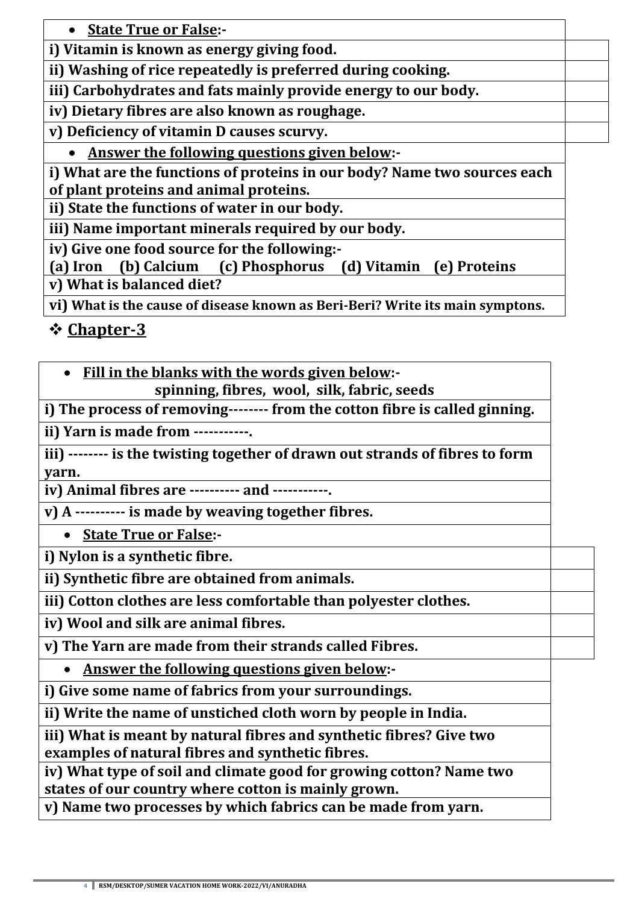- **State True or False:-**

| | |
|---|---|
| **i) Vitamin is known as energy giving food.** | |
| **ii) Washing of rice repeatedly is preferred during cooking.** | |
| **iii) Carbohydrates and fats mainly provide energy to our body.** | |
| **iv) Dietary fibres are also known as roughage.** | |
| **v) Deficiency of vitamin D causes scurvy.** | |

- **Answer the following questions given below:-**

**i) What are the functions of proteins in our body? Name two sources each of plant proteins and animal proteins.**

**ii) State the functions of water in our body.**

**iii) Name important minerals required by our body.**

**iv) Give one food source for the following:-**
**(a) Iron (b) Calcium (c) Phosphorus (d) Vitamin (e) Proteins**

**v) What is balanced diet?**

**vi) What is the cause of disease known as Beri-Beri? Write its main symptons.**

## ❖ Chapter-3

- **Fill in the blanks with the words given below:-**
  **spinning, fibres, wool, silk, fabric, seeds**

**i) The process of removing-------- from the cotton fibre is called ginning.**

**ii) Yarn is made from -----------.**

**iii) -------- is the twisting together of drawn out strands of fibres to form yarn.**

**iv) Animal fibres are ---------- and -----------.**

**v) A ---------- is made by weaving together fibres.**

- **State True or False:-**

| | |
|---|---|
| **i) Nylon is a synthetic fibre.** | |
| **ii) Synthetic fibre are obtained from animals.** | |
| **iii) Cotton clothes are less comfortable than polyester clothes.** | |
| **iv) Wool and silk are animal fibres.** | |
| **v) The Yarn are made from their strands called Fibres.** | |

- **Answer the following questions given below:-**

**i) Give some name of fabrics from your surroundings.**

**ii) Write the name of unstiched cloth worn by people in India.**

**iii) What is meant by natural fibres and synthetic fibres? Give two examples of natural fibres and synthetic fibres.**

**iv) What type of soil and climate good for growing cotton? Name two states of our country where cotton is mainly grown.**

**v) Name two processes by which fabrics can be made from yarn.**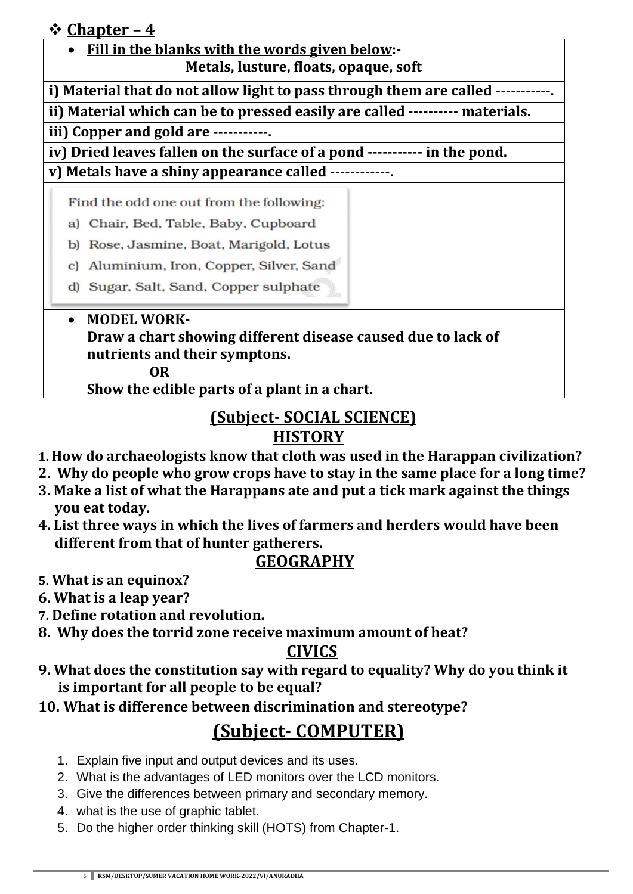## ❖ Chapter – 4

- **Fill in the blanks with the words given below:-**
  **Metals, lusture, floats, opaque, soft**

**i) Material that do not allow light to pass through them are called -----------.**

**ii) Material which can be to pressed easily are called --------- materials.**

**iii) Copper and gold are -----------.**

**iv) Dried leaves fallen on the surface of a pond ----------- in the pond.**

**v) Metals have a shiny appearance called ------------.**

Find the odd one out from the following:

a) Chair, Bed, Table, Baby, Cupboard

b) Rose, Jasmine, Boat, Marigold, Lotus

c) Aluminium, Iron, Copper, Silver, Sand

d) Sugar, Salt, Sand, Copper sulphate

- **MODEL WORK-**
  **Draw a chart showing different disease caused due to lack of nutrients and their symptons.**
  **OR**
  **Show the edible parts of a plant in a chart.**

# (Subject- SOCIAL SCIENCE)

## HISTORY

1. **How do archaeologists know that cloth was used in the Harappan civilization?**
2. **Why do people who grow crops have to stay in the same place for a long time?**
3. **Make a list of what the Harappans ate and put a tick mark against the things you eat today.**
4. **List three ways in which the lives of farmers and herders would have been different from that of hunter gatherers.**

## GEOGRAPHY

5. **What is an equinox?**
6. **What is a leap year?**
7. **Define rotation and revolution.**
8. **Why does the torrid zone receive maximum amount of heat?**

## CIVICS

9. **What does the constitution say with regard to equality? Why do you think it is important for all people to be equal?**
10. **What is difference between discrimination and stereotype?**

# (Subject- COMPUTER)

1. Explain five input and output devices and its uses.
2. What is the advantages of LED monitors over the LCD monitors.
3. Give the differences between primary and secondary memory.
4. what is the use of graphic tablet.
5. Do the higher order thinking skill (HOTS) from Chapter-1.